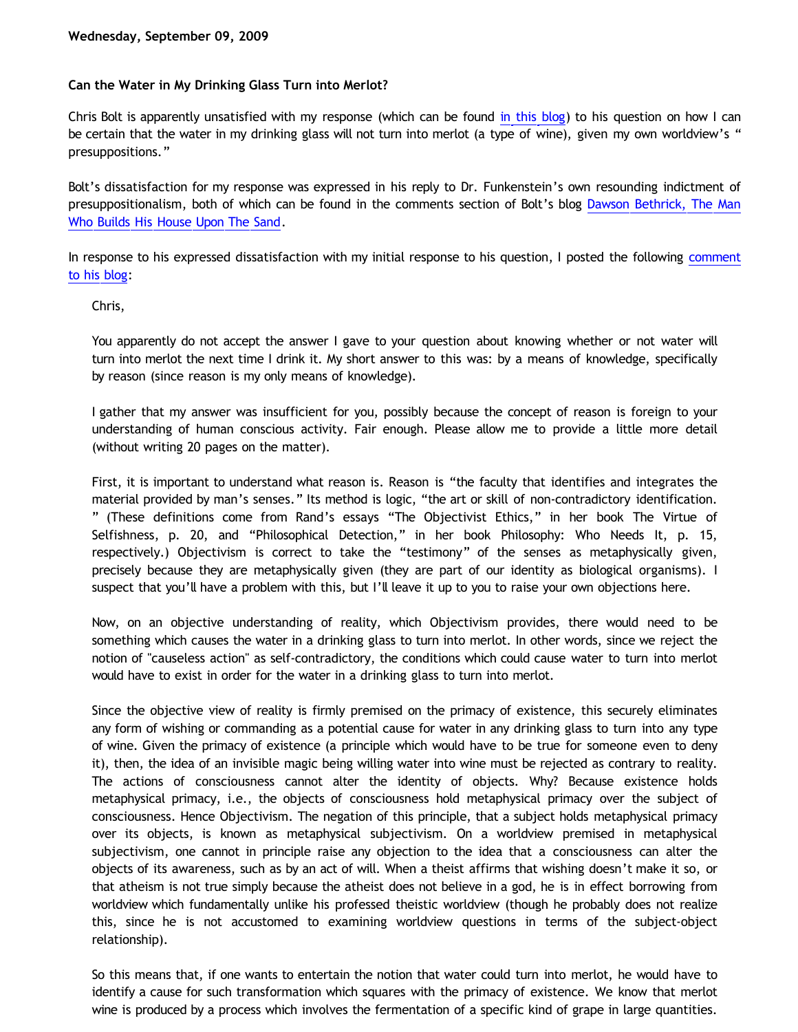**Wednesday, September 09, 2009**

### Can the Water in My Drinking Glass Turn into Merlot?

Chris Bolt is apparently unsatisfied with my response (which can be found in this blog) to his question on how I can be certain that the water in my drinking glass will not turn into merlot (a type of wine), given my own worldview's " presuppositions."

Bolt's dissatisfaction for my response was expressed in his reply to Dr. Funkenstein's own resounding indictment of presuppositionalism, both of which can be found in the comments section of Bolt's blog Dawson Bethrick, The Man Who Builds His House Upon The Sand.

In response to his expressed dissatisfaction with my initial response to his question, I posted the following comment to his blog:

> Chris,
>
> You apparently do not accept the answer I gave to your question about knowing whether or not water will turn into merlot the next time I drink it. My short answer to this was: by a means of knowledge, specifically by reason (since reason is my only means of knowledge).
>
> I gather that my answer was insufficient for you, possibly because the concept of reason is foreign to your understanding of human conscious activity. Fair enough. Please allow me to provide a little more detail (without writing 20 pages on the matter).
>
> First, it is important to understand what reason is. Reason is "the faculty that identifies and integrates the material provided by man's senses." Its method is logic, "the art or skill of non-contradictory identification. " (These definitions come from Rand's essays "The Objectivist Ethics," in her book The Virtue of Selfishness, p. 20, and "Philosophical Detection," in her book Philosophy: Who Needs It, p. 15, respectively.) Objectivism is correct to take the "testimony" of the senses as metaphysically given, precisely because they are metaphysically given (they are part of our identity as biological organisms). I suspect that you'll have a problem with this, but I'll leave it up to you to raise your own objections here.
>
> Now, on an objective understanding of reality, which Objectivism provides, there would need to be something which causes the water in a drinking glass to turn into merlot. In other words, since we reject the notion of "causeless action" as self-contradictory, the conditions which could cause water to turn into merlot would have to exist in order for the water in a drinking glass to turn into merlot.
>
> Since the objective view of reality is firmly premised on the primacy of existence, this securely eliminates any form of wishing or commanding as a potential cause for water in any drinking glass to turn into any type of wine. Given the primacy of existence (a principle which would have to be true for someone even to deny it), then, the idea of an invisible magic being willing water into wine must be rejected as contrary to reality. The actions of consciousness cannot alter the identity of objects. Why? Because existence holds metaphysical primacy, i.e., the objects of consciousness hold metaphysical primacy over the subject of consciousness. Hence Objectivism. The negation of this principle, that a subject holds metaphysical primacy over its objects, is known as metaphysical subjectivism. On a worldview premised in metaphysical subjectivism, one cannot in principle raise any objection to the idea that a consciousness can alter the objects of its awareness, such as by an act of will. When a theist affirms that wishing doesn't make it so, or that atheism is not true simply because the atheist does not believe in a god, he is in effect borrowing from worldview which fundamentally unlike his professed theistic worldview (though he probably does not realize this, since he is not accustomed to examining worldview questions in terms of the subject-object relationship).
>
> So this means that, if one wants to entertain the notion that water could turn into merlot, he would have to identify a cause for such transformation which squares with the primacy of existence. We know that merlot wine is produced by a process which involves the fermentation of a specific kind of grape in large quantities.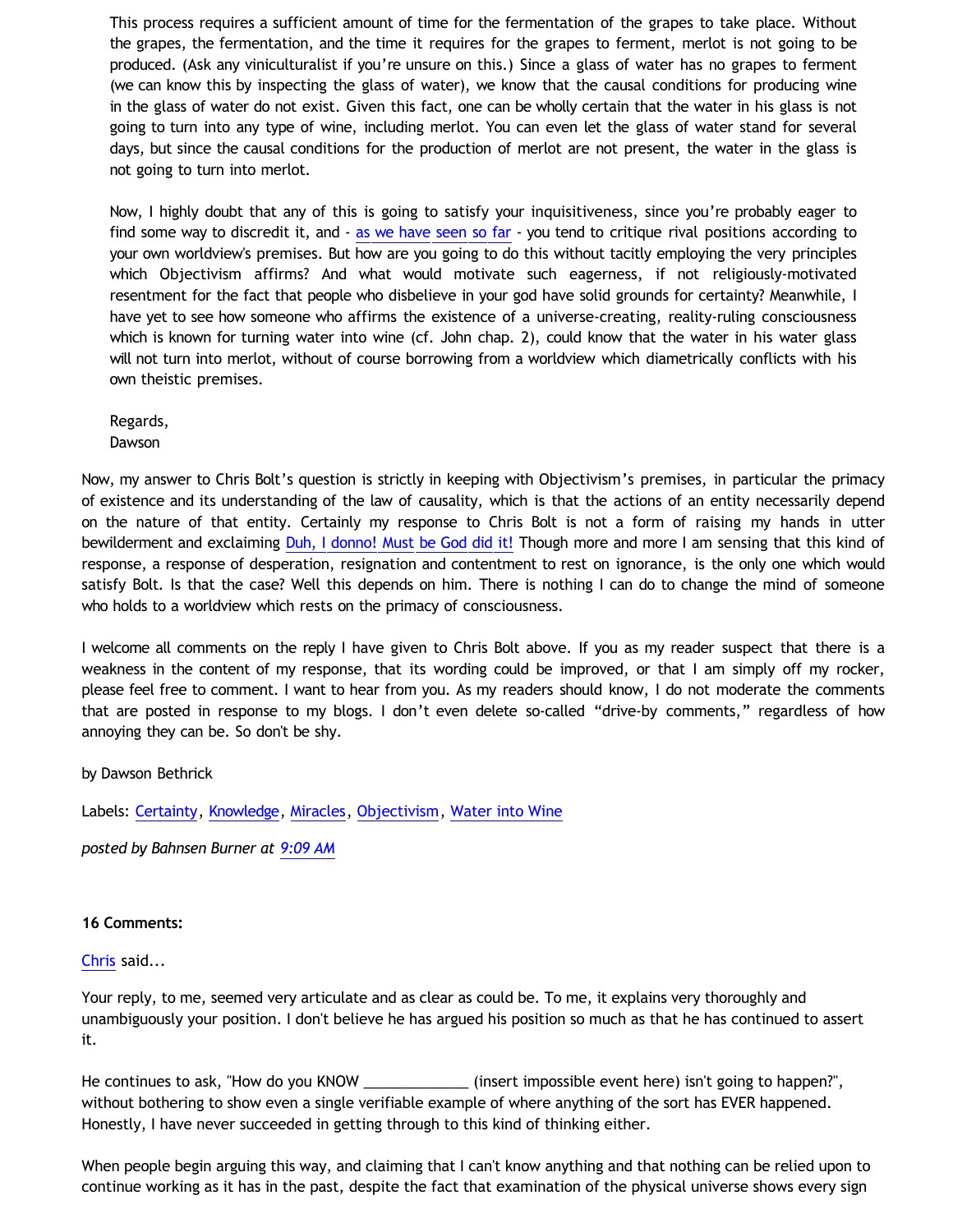> This process requires a sufficient amount of time for the fermentation of the grapes to take place. Without the grapes, the fermentation, and the time it requires for the grapes to ferment, merlot is not going to be produced. (Ask any viniculturalist if you're unsure on this.) Since a glass of water has no grapes to ferment (we can know this by inspecting the glass of water), we know that the causal conditions for producing wine in the glass of water do not exist. Given this fact, one can be wholly certain that the water in his glass is not going to turn into any type of wine, including merlot. You can even let the glass of water stand for several days, but since the causal conditions for the production of merlot are not present, the water in the glass is not going to turn into merlot.
>
> Now, I highly doubt that any of this is going to satisfy your inquisitiveness, since you're probably eager to find some way to discredit it, and - as we have seen so far - you tend to critique rival positions according to your own worldview's premises. But how are you going to do this without tacitly employing the very principles which Objectivism affirms? And what would motivate such eagerness, if not religiously-motivated resentment for the fact that people who disbelieve in your god have solid grounds for certainty? Meanwhile, I have yet to see how someone who affirms the existence of a universe-creating, reality-ruling consciousness which is known for turning water into wine (cf. John chap. 2), could know that the water in his water glass will not turn into merlot, without of course borrowing from a worldview which diametrically conflicts with his own theistic premises.
>
> Regards,
> Dawson

Now, my answer to Chris Bolt's question is strictly in keeping with Objectivism's premises, in particular the primacy of existence and its understanding of the law of causality, which is that the actions of an entity necessarily depend on the nature of that entity. Certainly my response to Chris Bolt is not a form of raising my hands in utter bewilderment and exclaiming Duh, I donno! Must be God did it! Though more and more I am sensing that this kind of response, a response of desperation, resignation and contentment to rest on ignorance, is the only one which would satisfy Bolt. Is that the case? Well this depends on him. There is nothing I can do to change the mind of someone who holds to a worldview which rests on the primacy of consciousness.

I welcome all comments on the reply I have given to Chris Bolt above. If you as my reader suspect that there is a weakness in the content of my response, that its wording could be improved, or that I am simply off my rocker, please feel free to comment. I want to hear from you. As my readers should know, I do not moderate the comments that are posted in response to my blogs. I don't even delete so-called "drive-by comments," regardless of how annoying they can be. So don't be shy.

by Dawson Bethrick

Labels: Certainty, Knowledge, Miracles, Objectivism, Water into Wine

*posted by Bahnsen Burner at 9:09 AM*

**16 Comments:**

Chris said...

Your reply, to me, seemed very articulate and as clear as could be. To me, it explains very thoroughly and unambiguously your position. I don't believe he has argued his position so much as that he has continued to assert it.

He continues to ask, "How do you KNOW _____________ (insert impossible event here) isn't going to happen?", without bothering to show even a single verifiable example of where anything of the sort has EVER happened. Honestly, I have never succeeded in getting through to this kind of thinking either.

When people begin arguing this way, and claiming that I can't know anything and that nothing can be relied upon to continue working as it has in the past, despite the fact that examination of the physical universe shows every sign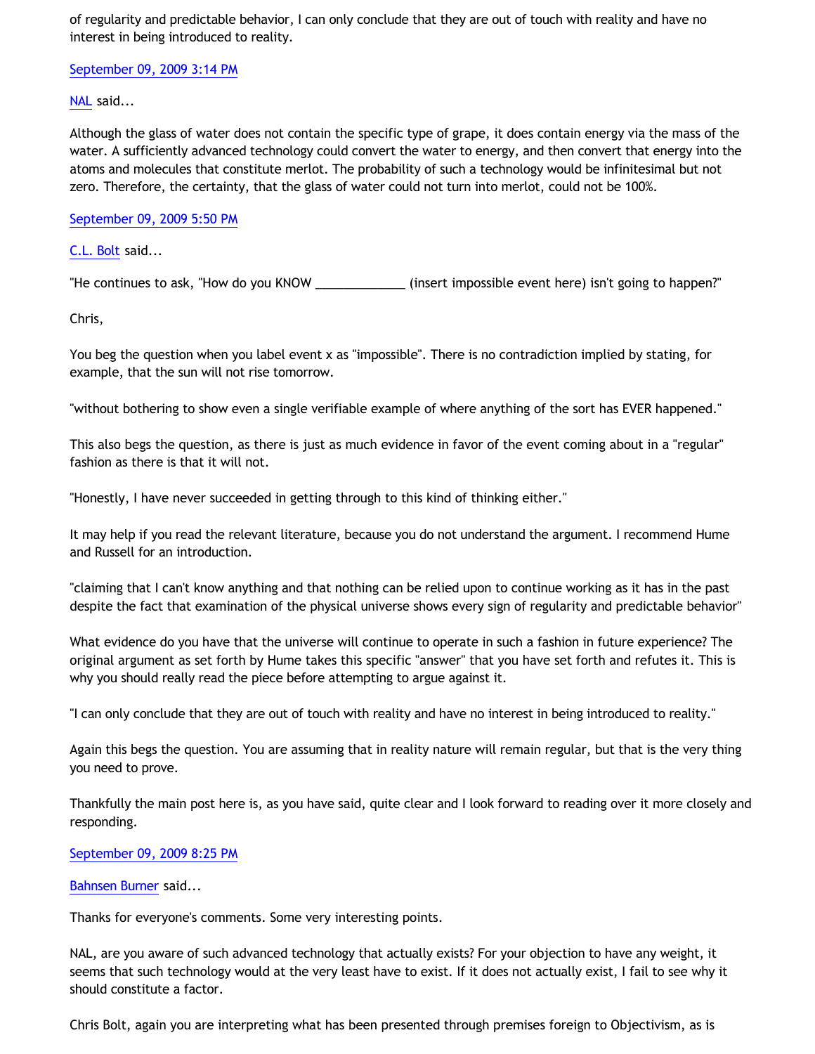of regularity and predictable behavior, I can only conclude that they are out of touch with reality and have no interest in being introduced to reality.

September 09, 2009 3:14 PM

NAL said...

Although the glass of water does not contain the specific type of grape, it does contain energy via the mass of the water. A sufficiently advanced technology could convert the water to energy, and then convert that energy into the atoms and molecules that constitute merlot. The probability of such a technology would be infinitesimal but not zero. Therefore, the certainty, that the glass of water could not turn into merlot, could not be 100%.

September 09, 2009 5:50 PM

C.L. Bolt said...

"He continues to ask, "How do you KNOW _____________ (insert impossible event here) isn't going to happen?"

Chris,

You beg the question when you label event x as "impossible". There is no contradiction implied by stating, for example, that the sun will not rise tomorrow.

"without bothering to show even a single verifiable example of where anything of the sort has EVER happened."

This also begs the question, as there is just as much evidence in favor of the event coming about in a "regular" fashion as there is that it will not.

"Honestly, I have never succeeded in getting through to this kind of thinking either."

It may help if you read the relevant literature, because you do not understand the argument. I recommend Hume and Russell for an introduction.

"claiming that I can't know anything and that nothing can be relied upon to continue working as it has in the past despite the fact that examination of the physical universe shows every sign of regularity and predictable behavior"

What evidence do you have that the universe will continue to operate in such a fashion in future experience? The original argument as set forth by Hume takes this specific "answer" that you have set forth and refutes it. This is why you should really read the piece before attempting to argue against it.

"I can only conclude that they are out of touch with reality and have no interest in being introduced to reality."

Again this begs the question. You are assuming that in reality nature will remain regular, but that is the very thing you need to prove.

Thankfully the main post here is, as you have said, quite clear and I look forward to reading over it more closely and responding.

September 09, 2009 8:25 PM

Bahnsen Burner said...

Thanks for everyone's comments. Some very interesting points.

NAL, are you aware of such advanced technology that actually exists? For your objection to have any weight, it seems that such technology would at the very least have to exist. If it does not actually exist, I fail to see why it should constitute a factor.

Chris Bolt, again you are interpreting what has been presented through premises foreign to Objectivism, as is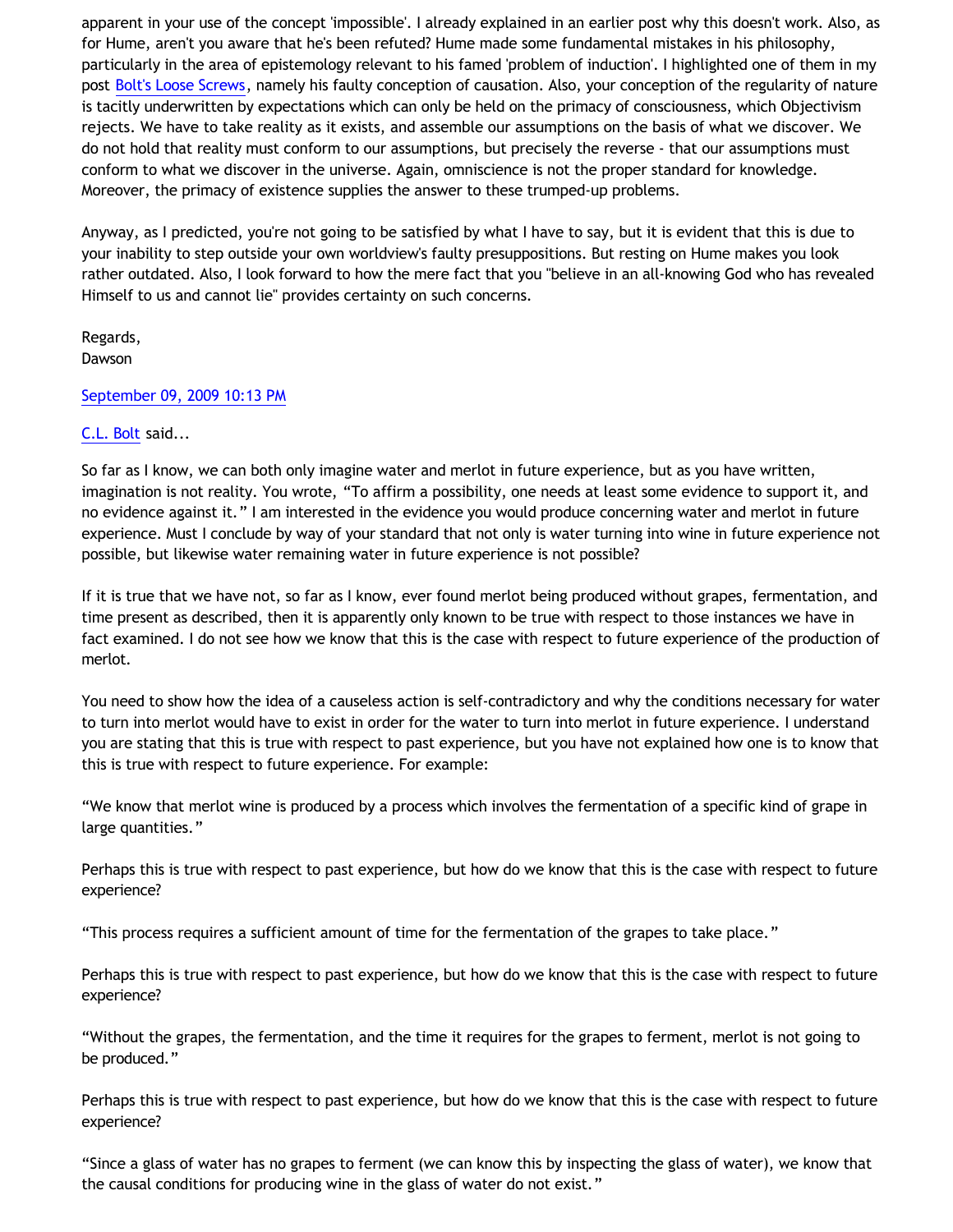apparent in your use of the concept 'impossible'. I already explained in an earlier post why this doesn't work. Also, as for Hume, aren't you aware that he's been refuted? Hume made some fundamental mistakes in his philosophy, particularly in the area of epistemology relevant to his famed 'problem of induction'. I highlighted one of them in my post [Bolt's Loose Screws](), namely his faulty conception of causation. Also, your conception of the regularity of nature is tacitly underwritten by expectations which can only be held on the primacy of consciousness, which Objectivism rejects. We have to take reality as it exists, and assemble our assumptions on the basis of what we discover. We do not hold that reality must conform to our assumptions, but precisely the reverse - that our assumptions must conform to what we discover in the universe. Again, omniscience is not the proper standard for knowledge. Moreover, the primacy of existence supplies the answer to these trumped-up problems.

Anyway, as I predicted, you're not going to be satisfied by what I have to say, but it is evident that this is due to your inability to step outside your own worldview's faulty presuppositions. But resting on Hume makes you look rather outdated. Also, I look forward to how the mere fact that you "believe in an all-knowing God who has revealed Himself to us and cannot lie" provides certainty on such concerns.

Regards,
Dawson

September 09, 2009 10:13 PM

C.L. Bolt said...

So far as I know, we can both only imagine water and merlot in future experience, but as you have written, imagination is not reality. You wrote, "To affirm a possibility, one needs at least some evidence to support it, and no evidence against it." I am interested in the evidence you would produce concerning water and merlot in future experience. Must I conclude by way of your standard that not only is water turning into wine in future experience not possible, but likewise water remaining water in future experience is not possible?

If it is true that we have not, so far as I know, ever found merlot being produced without grapes, fermentation, and time present as described, then it is apparently only known to be true with respect to those instances we have in fact examined. I do not see how we know that this is the case with respect to future experience of the production of merlot.

You need to show how the idea of a causeless action is self-contradictory and why the conditions necessary for water to turn into merlot would have to exist in order for the water to turn into merlot in future experience. I understand you are stating that this is true with respect to past experience, but you have not explained how one is to know that this is true with respect to future experience. For example:

"We know that merlot wine is produced by a process which involves the fermentation of a specific kind of grape in large quantities."

Perhaps this is true with respect to past experience, but how do we know that this is the case with respect to future experience?

"This process requires a sufficient amount of time for the fermentation of the grapes to take place."

Perhaps this is true with respect to past experience, but how do we know that this is the case with respect to future experience?

"Without the grapes, the fermentation, and the time it requires for the grapes to ferment, merlot is not going to be produced."

Perhaps this is true with respect to past experience, but how do we know that this is the case with respect to future experience?

"Since a glass of water has no grapes to ferment (we can know this by inspecting the glass of water), we know that the causal conditions for producing wine in the glass of water do not exist."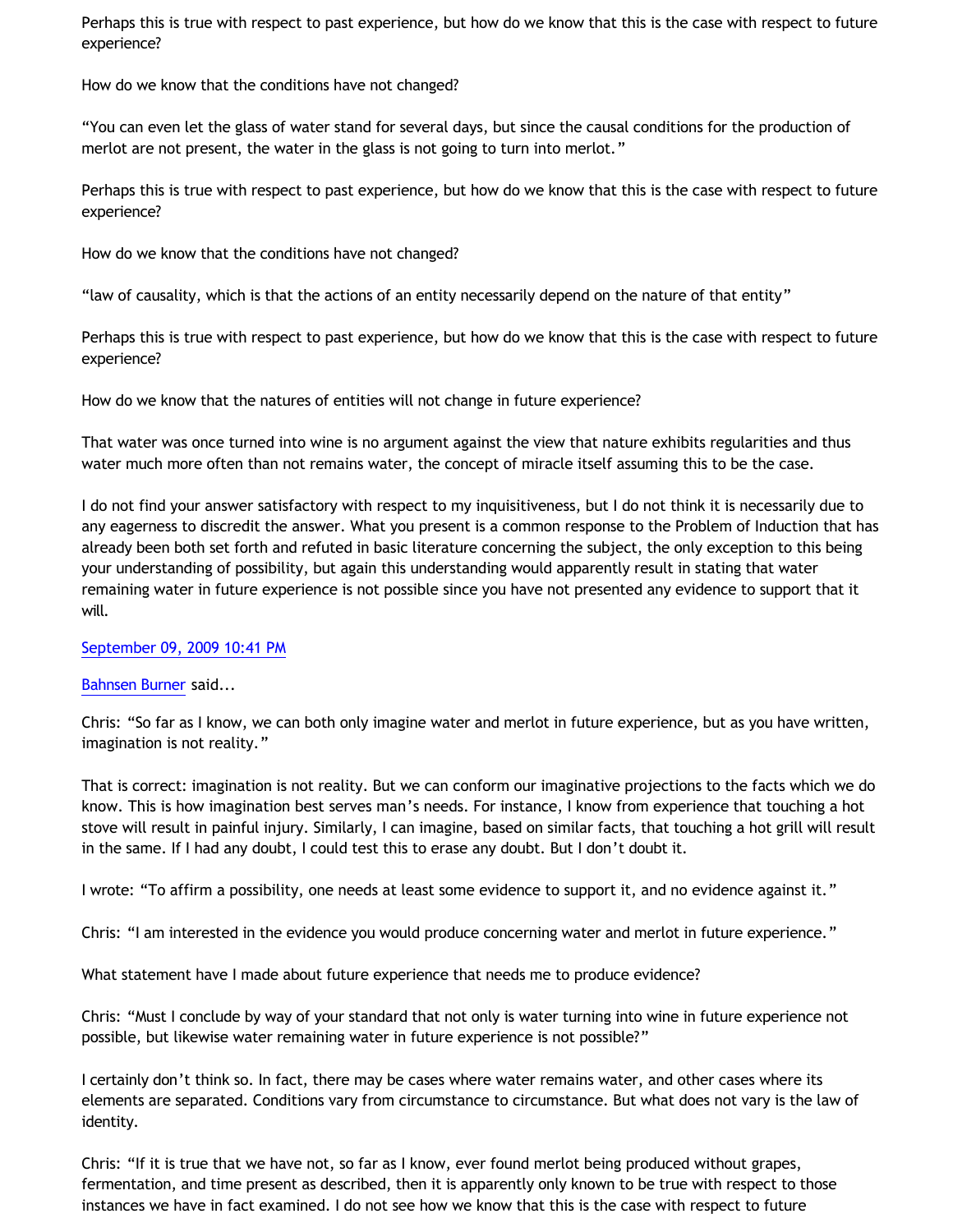Perhaps this is true with respect to past experience, but how do we know that this is the case with respect to future experience?

How do we know that the conditions have not changed?

“You can even let the glass of water stand for several days, but since the causal conditions for the production of merlot are not present, the water in the glass is not going to turn into merlot.”

Perhaps this is true with respect to past experience, but how do we know that this is the case with respect to future experience?

How do we know that the conditions have not changed?

“law of causality, which is that the actions of an entity necessarily depend on the nature of that entity”

Perhaps this is true with respect to past experience, but how do we know that this is the case with respect to future experience?

How do we know that the natures of entities will not change in future experience?

That water was once turned into wine is no argument against the view that nature exhibits regularities and thus water much more often than not remains water, the concept of miracle itself assuming this to be the case.

I do not find your answer satisfactory with respect to my inquisitiveness, but I do not think it is necessarily due to any eagerness to discredit the answer. What you present is a common response to the Problem of Induction that has already been both set forth and refuted in basic literature concerning the subject, the only exception to this being your understanding of possibility, but again this understanding would apparently result in stating that water remaining water in future experience is not possible since you have not presented any evidence to support that it will.

September 09, 2009 10:41 PM

Bahnsen Burner said...

Chris: “So far as I know, we can both only imagine water and merlot in future experience, but as you have written, imagination is not reality.”

That is correct: imagination is not reality. But we can conform our imaginative projections to the facts which we do know. This is how imagination best serves man’s needs. For instance, I know from experience that touching a hot stove will result in painful injury. Similarly, I can imagine, based on similar facts, that touching a hot grill will result in the same. If I had any doubt, I could test this to erase any doubt. But I don’t doubt it.

I wrote: “To affirm a possibility, one needs at least some evidence to support it, and no evidence against it.”

Chris: “I am interested in the evidence you would produce concerning water and merlot in future experience.”

What statement have I made about future experience that needs me to produce evidence?

Chris: “Must I conclude by way of your standard that not only is water turning into wine in future experience not possible, but likewise water remaining water in future experience is not possible?”

I certainly don’t think so. In fact, there may be cases where water remains water, and other cases where its elements are separated. Conditions vary from circumstance to circumstance. But what does not vary is the law of identity.

Chris: “If it is true that we have not, so far as I know, ever found merlot being produced without grapes, fermentation, and time present as described, then it is apparently only known to be true with respect to those instances we have in fact examined. I do not see how we know that this is the case with respect to future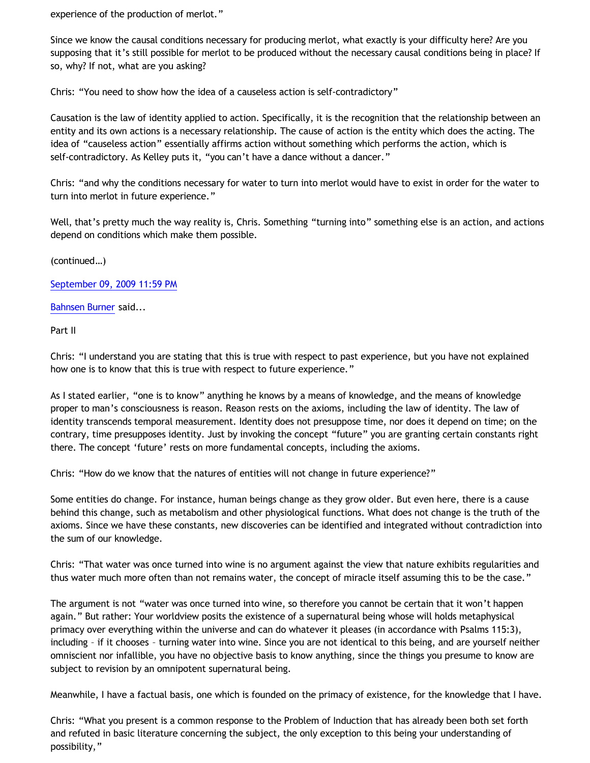experience of the production of merlot."

Since we know the causal conditions necessary for producing merlot, what exactly is your difficulty here? Are you supposing that it's still possible for merlot to be produced without the necessary causal conditions being in place? If so, why? If not, what are you asking?

Chris: "You need to show how the idea of a causeless action is self-contradictory"

Causation is the law of identity applied to action. Specifically, it is the recognition that the relationship between an entity and its own actions is a necessary relationship. The cause of action is the entity which does the acting. The idea of "causeless action" essentially affirms action without something which performs the action, which is self-contradictory. As Kelley puts it, "you can't have a dance without a dancer."

Chris: "and why the conditions necessary for water to turn into merlot would have to exist in order for the water to turn into merlot in future experience."

Well, that's pretty much the way reality is, Chris. Something "turning into" something else is an action, and actions depend on conditions which make them possible.

(continued…)

September 09, 2009 11:59 PM

Bahnsen Burner said...

Part II

Chris: "I understand you are stating that this is true with respect to past experience, but you have not explained how one is to know that this is true with respect to future experience."

As I stated earlier, "one is to know" anything he knows by a means of knowledge, and the means of knowledge proper to man's consciousness is reason. Reason rests on the axioms, including the law of identity. The law of identity transcends temporal measurement. Identity does not presuppose time, nor does it depend on time; on the contrary, time presupposes identity. Just by invoking the concept "future" you are granting certain constants right there. The concept 'future' rests on more fundamental concepts, including the axioms.

Chris: "How do we know that the natures of entities will not change in future experience?"

Some entities do change. For instance, human beings change as they grow older. But even here, there is a cause behind this change, such as metabolism and other physiological functions. What does not change is the truth of the axioms. Since we have these constants, new discoveries can be identified and integrated without contradiction into the sum of our knowledge.

Chris: "That water was once turned into wine is no argument against the view that nature exhibits regularities and thus water much more often than not remains water, the concept of miracle itself assuming this to be the case."

The argument is not "water was once turned into wine, so therefore you cannot be certain that it won't happen again." But rather: Your worldview posits the existence of a supernatural being whose will holds metaphysical primacy over everything within the universe and can do whatever it pleases (in accordance with Psalms 115:3), including – if it chooses – turning water into wine. Since you are not identical to this being, and are yourself neither omniscient nor infallible, you have no objective basis to know anything, since the things you presume to know are subject to revision by an omnipotent supernatural being.

Meanwhile, I have a factual basis, one which is founded on the primacy of existence, for the knowledge that I have.

Chris: "What you present is a common response to the Problem of Induction that has already been both set forth and refuted in basic literature concerning the subject, the only exception to this being your understanding of possibility,"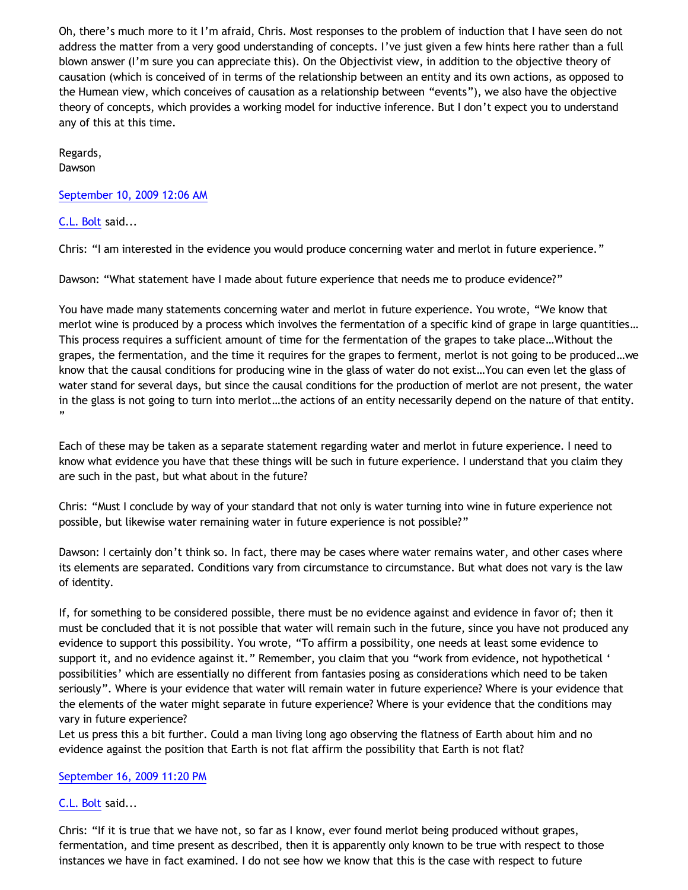Oh, there's much more to it I'm afraid, Chris. Most responses to the problem of induction that I have seen do not address the matter from a very good understanding of concepts. I've just given a few hints here rather than a full blown answer (I'm sure you can appreciate this). On the Objectivist view, in addition to the objective theory of causation (which is conceived of in terms of the relationship between an entity and its own actions, as opposed to the Humean view, which conceives of causation as a relationship between "events"), we also have the objective theory of concepts, which provides a working model for inductive inference. But I don't expect you to understand any of this at this time.

Regards,
Dawson

September 10, 2009 12:06 AM

C.L. Bolt said...

Chris: "I am interested in the evidence you would produce concerning water and merlot in future experience."

Dawson: "What statement have I made about future experience that needs me to produce evidence?"

You have made many statements concerning water and merlot in future experience. You wrote, "We know that merlot wine is produced by a process which involves the fermentation of a specific kind of grape in large quantities… This process requires a sufficient amount of time for the fermentation of the grapes to take place…Without the grapes, the fermentation, and the time it requires for the grapes to ferment, merlot is not going to be produced…we know that the causal conditions for producing wine in the glass of water do not exist…You can even let the glass of water stand for several days, but since the causal conditions for the production of merlot are not present, the water in the glass is not going to turn into merlot…the actions of an entity necessarily depend on the nature of that entity."

Each of these may be taken as a separate statement regarding water and merlot in future experience. I need to know what evidence you have that these things will be such in future experience. I understand that you claim they are such in the past, but what about in the future?

Chris: "Must I conclude by way of your standard that not only is water turning into wine in future experience not possible, but likewise water remaining water in future experience is not possible?"

Dawson: I certainly don't think so. In fact, there may be cases where water remains water, and other cases where its elements are separated. Conditions vary from circumstance to circumstance. But what does not vary is the law of identity.

If, for something to be considered possible, there must be no evidence against and evidence in favor of; then it must be concluded that it is not possible that water will remain such in the future, since you have not produced any evidence to support this possibility. You wrote, "To affirm a possibility, one needs at least some evidence to support it, and no evidence against it." Remember, you claim that you "work from evidence, not hypothetical ' possibilities' which are essentially no different from fantasies posing as considerations which need to be taken seriously". Where is your evidence that water will remain water in future experience? Where is your evidence that the elements of the water might separate in future experience? Where is your evidence that the conditions may vary in future experience?
Let us press this a bit further. Could a man living long ago observing the flatness of Earth about him and no evidence against the position that Earth is not flat affirm the possibility that Earth is not flat?

September 16, 2009 11:20 PM

C.L. Bolt said...

Chris: "If it is true that we have not, so far as I know, ever found merlot being produced without grapes, fermentation, and time present as described, then it is apparently only known to be true with respect to those instances we have in fact examined. I do not see how we know that this is the case with respect to future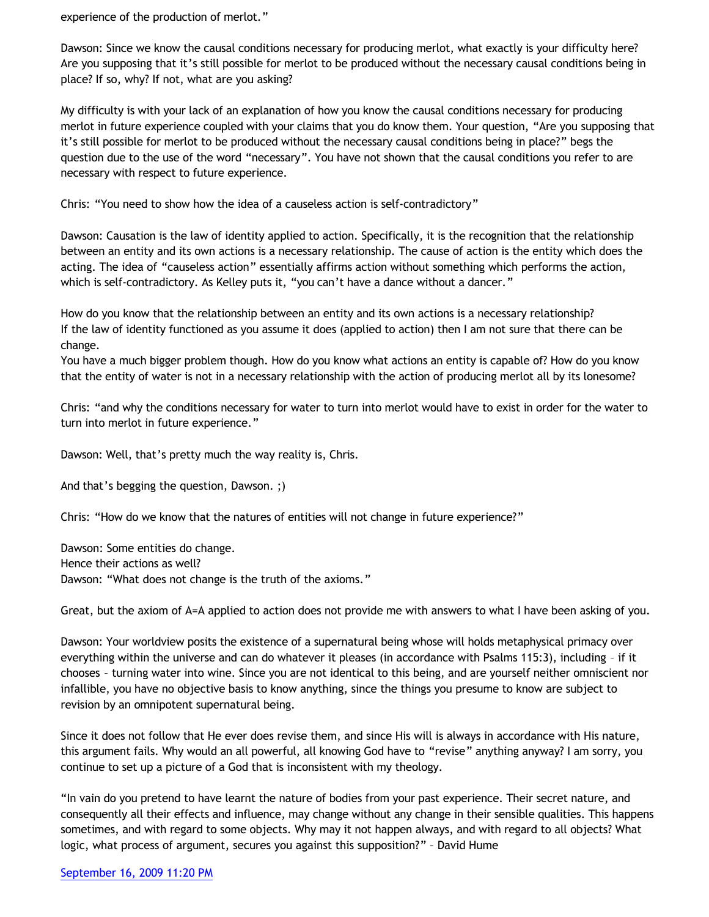experience of the production of merlot."

Dawson: Since we know the causal conditions necessary for producing merlot, what exactly is your difficulty here? Are you supposing that it's still possible for merlot to be produced without the necessary causal conditions being in place? If so, why? If not, what are you asking?

My difficulty is with your lack of an explanation of how you know the causal conditions necessary for producing merlot in future experience coupled with your claims that you do know them. Your question, "Are you supposing that it's still possible for merlot to be produced without the necessary causal conditions being in place?" begs the question due to the use of the word "necessary". You have not shown that the causal conditions you refer to are necessary with respect to future experience.

Chris: "You need to show how the idea of a causeless action is self-contradictory"

Dawson: Causation is the law of identity applied to action. Specifically, it is the recognition that the relationship between an entity and its own actions is a necessary relationship. The cause of action is the entity which does the acting. The idea of "causeless action" essentially affirms action without something which performs the action, which is self-contradictory. As Kelley puts it, "you can't have a dance without a dancer."

How do you know that the relationship between an entity and its own actions is a necessary relationship?
If the law of identity functioned as you assume it does (applied to action) then I am not sure that there can be change.
You have a much bigger problem though. How do you know what actions an entity is capable of? How do you know that the entity of water is not in a necessary relationship with the action of producing merlot all by its lonesome?

Chris: "and why the conditions necessary for water to turn into merlot would have to exist in order for the water to turn into merlot in future experience."

Dawson: Well, that's pretty much the way reality is, Chris.

And that's begging the question, Dawson. ;)

Chris: "How do we know that the natures of entities will not change in future experience?"

Dawson: Some entities do change.
Hence their actions as well?
Dawson: "What does not change is the truth of the axioms."

Great, but the axiom of A=A applied to action does not provide me with answers to what I have been asking of you.

Dawson: Your worldview posits the existence of a supernatural being whose will holds metaphysical primacy over everything within the universe and can do whatever it pleases (in accordance with Psalms 115:3), including – if it chooses – turning water into wine. Since you are not identical to this being, and are yourself neither omniscient nor infallible, you have no objective basis to know anything, since the things you presume to know are subject to revision by an omnipotent supernatural being.

Since it does not follow that He ever does revise them, and since His will is always in accordance with His nature, this argument fails. Why would an all powerful, all knowing God have to "revise" anything anyway? I am sorry, you continue to set up a picture of a God that is inconsistent with my theology.

"In vain do you pretend to have learnt the nature of bodies from your past experience. Their secret nature, and consequently all their effects and influence, may change without any change in their sensible qualities. This happens sometimes, and with regard to some objects. Why may it not happen always, and with regard to all objects? What logic, what process of argument, secures you against this supposition?" – David Hume

September 16, 2009 11:20 PM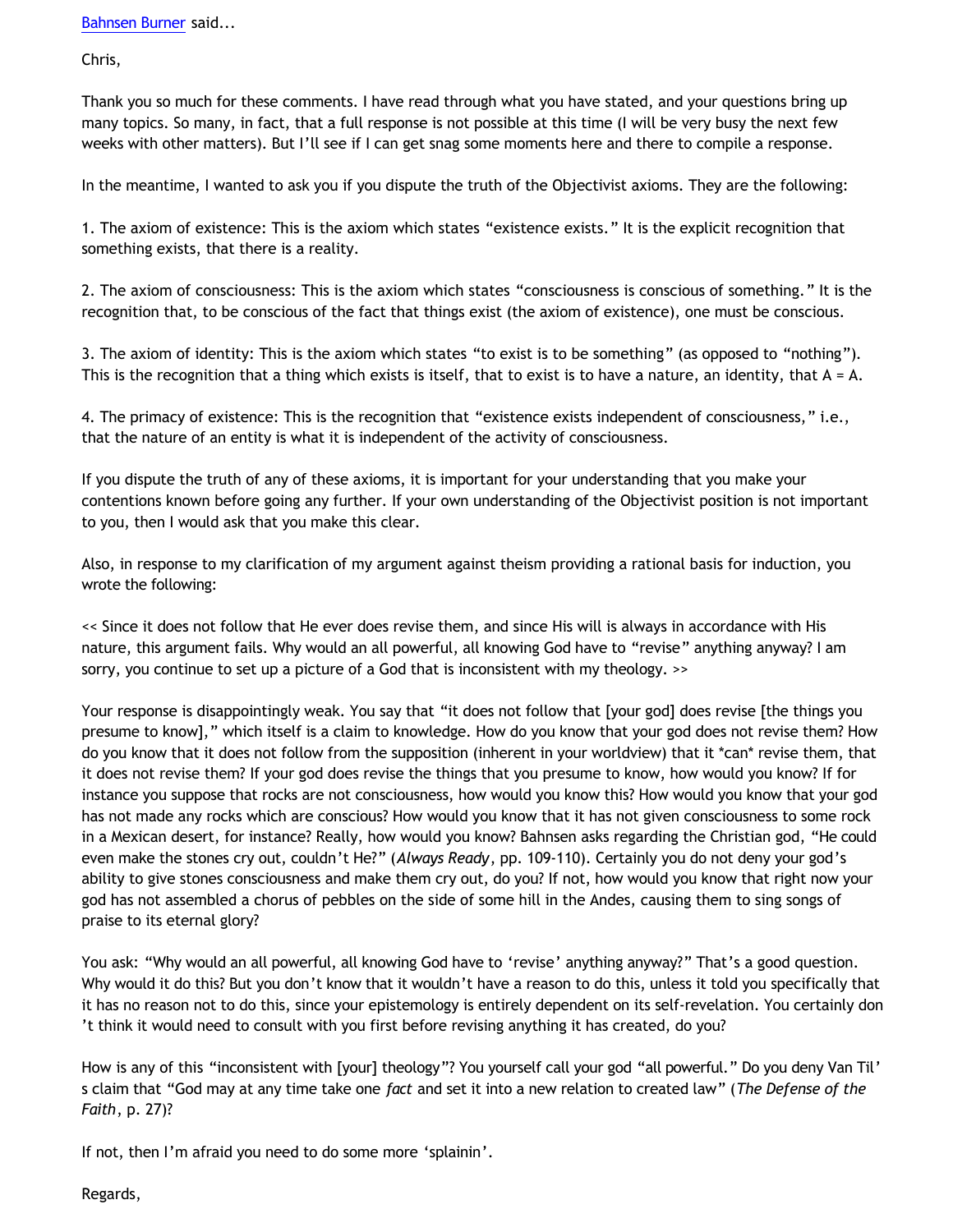[Bahnsen Burner](#) said...

Chris,

Thank you so much for these comments. I have read through what you have stated, and your questions bring up many topics. So many, in fact, that a full response is not possible at this time (I will be very busy the next few weeks with other matters). But I'll see if I can get snag some moments here and there to compile a response.

In the meantime, I wanted to ask you if you dispute the truth of the Objectivist axioms. They are the following:

1. The axiom of existence: This is the axiom which states "existence exists." It is the explicit recognition that something exists, that there is a reality.

2. The axiom of consciousness: This is the axiom which states "consciousness is conscious of something." It is the recognition that, to be conscious of the fact that things exist (the axiom of existence), one must be conscious.

3. The axiom of identity: This is the axiom which states "to exist is to be something" (as opposed to "nothing"). This is the recognition that a thing which exists is itself, that to exist is to have a nature, an identity, that A = A.

4. The primacy of existence: This is the recognition that "existence exists independent of consciousness," i.e., that the nature of an entity is what it is independent of the activity of consciousness.

If you dispute the truth of any of these axioms, it is important for your understanding that you make your contentions known before going any further. If your own understanding of the Objectivist position is not important to you, then I would ask that you make this clear.

Also, in response to my clarification of my argument against theism providing a rational basis for induction, you wrote the following:

<< Since it does not follow that He ever does revise them, and since His will is always in accordance with His nature, this argument fails. Why would an all powerful, all knowing God have to "revise" anything anyway? I am sorry, you continue to set up a picture of a God that is inconsistent with my theology. >>

Your response is disappointingly weak. You say that "it does not follow that [your god] does revise [the things you presume to know]," which itself is a claim to knowledge. How do you know that your god does not revise them? How do you know that it does not follow from the supposition (inherent in your worldview) that it *can* revise them, that it does not revise them? If your god does revise the things that you presume to know, how would you know? If for instance you suppose that rocks are not consciousness, how would you know this? How would you know that your god has not made any rocks which are conscious? How would you know that it has not given consciousness to some rock in a Mexican desert, for instance? Really, how would you know? Bahnsen asks regarding the Christian god, "He could even make the stones cry out, couldn't He?" (*Always Ready*, pp. 109-110). Certainly you do not deny your god's ability to give stones consciousness and make them cry out, do you? If not, how would you know that right now your god has not assembled a chorus of pebbles on the side of some hill in the Andes, causing them to sing songs of praise to its eternal glory?

You ask: "Why would an all powerful, all knowing God have to 'revise' anything anyway?" That's a good question. Why would it do this? But you don't know that it wouldn't have a reason to do this, unless it told you specifically that it has no reason not to do this, since your epistemology is entirely dependent on its self-revelation. You certainly don't think it would need to consult with you first before revising anything it has created, do you?

How is any of this "inconsistent with [your] theology"? You yourself call your god "all powerful." Do you deny Van Til's claim that "God may at any time take one *fact* and set it into a new relation to created law" (*The Defense of the Faith*, p. 27)?

If not, then I'm afraid you need to do some more 'splainin'.

Regards,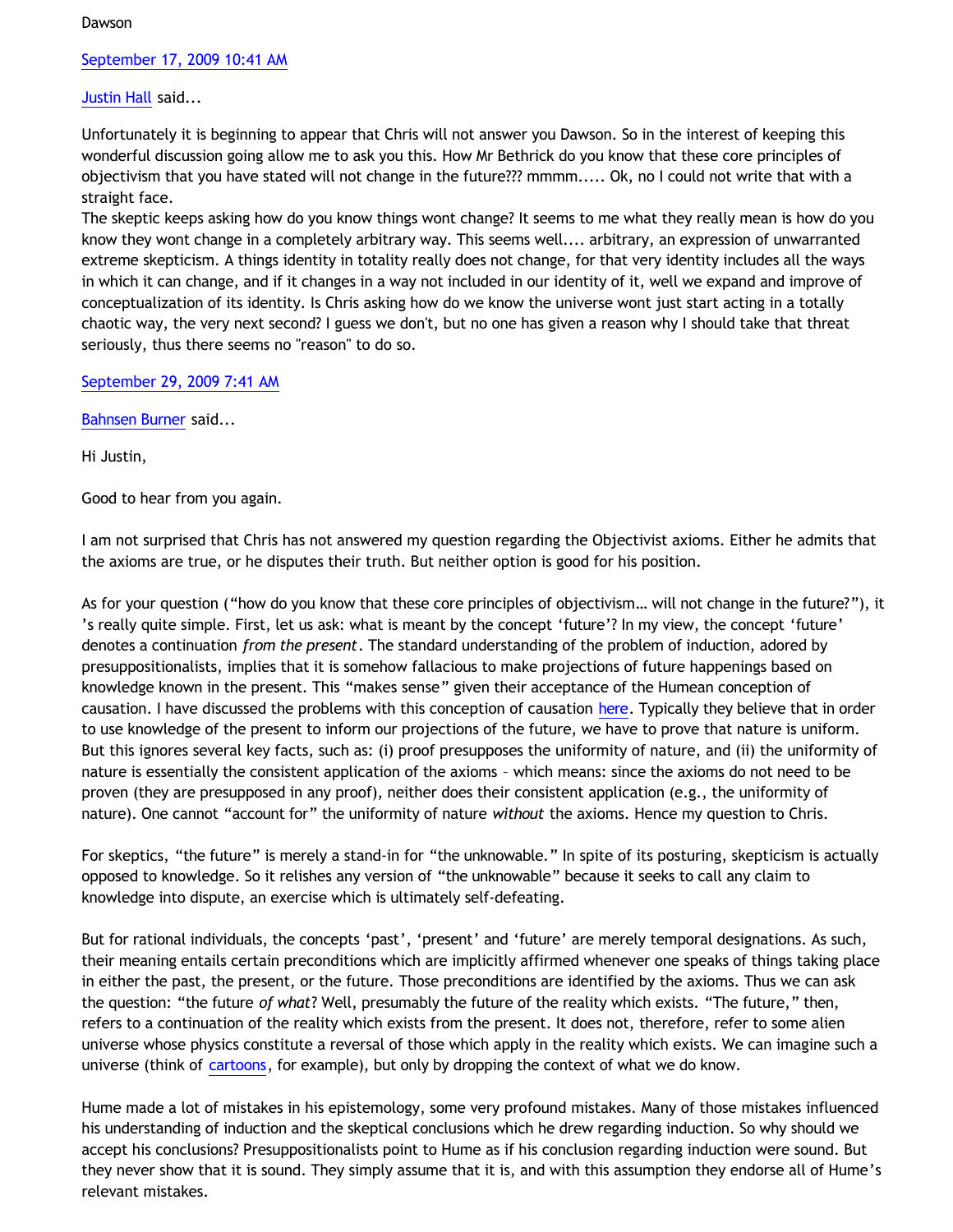Dawson

[September 17, 2009 10:41 AM](#)

[Justin Hall](#) said...

Unfortunately it is beginning to appear that Chris will not answer you Dawson. So in the interest of keeping this wonderful discussion going allow me to ask you this. How Mr Bethrick do you know that these core principles of objectivism that you have stated will not change in the future??? mmmm..... Ok, no I could not write that with a straight face.
The skeptic keeps asking how do you know things wont change? It seems to me what they really mean is how do you know they wont change in a completely arbitrary way. This seems well.... arbitrary, an expression of unwarranted extreme skepticism. A things identity in totality really does not change, for that very identity includes all the ways in which it can change, and if it changes in a way not included in our identity of it, well we expand and improve of conceptualization of its identity. Is Chris asking how do we know the universe wont just start acting in a totally chaotic way, the very next second? I guess we don't, but no one has given a reason why I should take that threat seriously, thus there seems no "reason" to do so.

[September 29, 2009 7:41 AM](#)

[Bahnsen Burner](#) said...

Hi Justin,

Good to hear from you again.

I am not surprised that Chris has not answered my question regarding the Objectivist axioms. Either he admits that the axioms are true, or he disputes their truth. But neither option is good for his position.

As for your question ("how do you know that these core principles of objectivism… will not change in the future?"), it's really quite simple. First, let us ask: what is meant by the concept 'future'? In my view, the concept 'future' denotes a continuation *from the present*. The standard understanding of the problem of induction, adored by presuppositionalists, implies that it is somehow fallacious to make projections of future happenings based on knowledge known in the present. This "makes sense" given their acceptance of the Humean conception of causation. I have discussed the problems with this conception of causation [here](#). Typically they believe that in order to use knowledge of the present to inform our projections of the future, we have to prove that nature is uniform. But this ignores several key facts, such as: (i) proof presupposes the uniformity of nature, and (ii) the uniformity of nature is essentially the consistent application of the axioms – which means: since the axioms do not need to be proven (they are presupposed in any proof), neither does their consistent application (e.g., the uniformity of nature). One cannot "account for" the uniformity of nature *without* the axioms. Hence my question to Chris.

For skeptics, "the future" is merely a stand-in for "the unknowable." In spite of its posturing, skepticism is actually opposed to knowledge. So it relishes any version of "the unknowable" because it seeks to call any claim to knowledge into dispute, an exercise which is ultimately self-defeating.

But for rational individuals, the concepts 'past', 'present' and 'future' are merely temporal designations. As such, their meaning entails certain preconditions which are implicitly affirmed whenever one speaks of things taking place in either the past, the present, or the future. Those preconditions are identified by the axioms. Thus we can ask the question: "the future *of what*? Well, presumably the future of the reality which exists. "The future," then, refers to a continuation of the reality which exists from the present. It does not, therefore, refer to some alien universe whose physics constitute a reversal of those which apply in the reality which exists. We can imagine such a universe (think of [cartoons](#), for example), but only by dropping the context of what we do know.

Hume made a lot of mistakes in his epistemology, some very profound mistakes. Many of those mistakes influenced his understanding of induction and the skeptical conclusions which he drew regarding induction. So why should we accept his conclusions? Presuppositionalists point to Hume as if his conclusion regarding induction were sound. But they never show that it is sound. They simply assume that it is, and with this assumption they endorse all of Hume's relevant mistakes.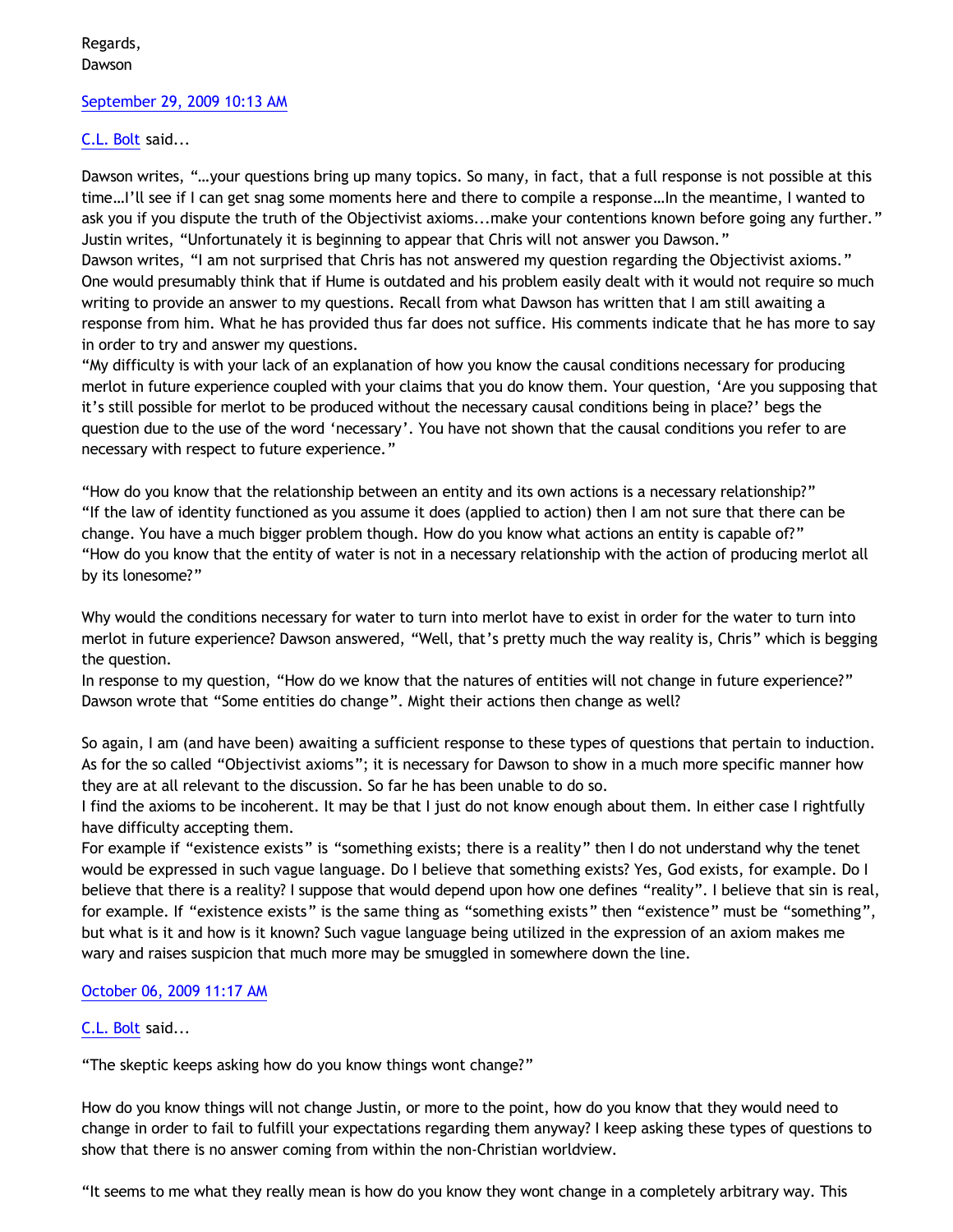Regards,
Dawson

September 29, 2009 10:13 AM

C.L. Bolt said...

Dawson writes, "…your questions bring up many topics. So many, in fact, that a full response is not possible at this time…I'll see if I can get snag some moments here and there to compile a response…In the meantime, I wanted to ask you if you dispute the truth of the Objectivist axioms...make your contentions known before going any further."
Justin writes, "Unfortunately it is beginning to appear that Chris will not answer you Dawson."
Dawson writes, "I am not surprised that Chris has not answered my question regarding the Objectivist axioms."
One would presumably think that if Hume is outdated and his problem easily dealt with it would not require so much writing to provide an answer to my questions. Recall from what Dawson has written that I am still awaiting a response from him. What he has provided thus far does not suffice. His comments indicate that he has more to say in order to try and answer my questions.
"My difficulty is with your lack of an explanation of how you know the causal conditions necessary for producing merlot in future experience coupled with your claims that you do know them. Your question, 'Are you supposing that it's still possible for merlot to be produced without the necessary causal conditions being in place?' begs the question due to the use of the word 'necessary'. You have not shown that the causal conditions you refer to are necessary with respect to future experience."

"How do you know that the relationship between an entity and its own actions is a necessary relationship?"
"If the law of identity functioned as you assume it does (applied to action) then I am not sure that there can be change. You have a much bigger problem though. How do you know what actions an entity is capable of?"
"How do you know that the entity of water is not in a necessary relationship with the action of producing merlot all by its lonesome?"

Why would the conditions necessary for water to turn into merlot have to exist in order for the water to turn into merlot in future experience? Dawson answered, "Well, that's pretty much the way reality is, Chris" which is begging the question.
In response to my question, "How do we know that the natures of entities will not change in future experience?" Dawson wrote that "Some entities do change". Might their actions then change as well?

So again, I am (and have been) awaiting a sufficient response to these types of questions that pertain to induction. As for the so called "Objectivist axioms"; it is necessary for Dawson to show in a much more specific manner how they are at all relevant to the discussion. So far he has been unable to do so.
I find the axioms to be incoherent. It may be that I just do not know enough about them. In either case I rightfully have difficulty accepting them.
For example if "existence exists" is "something exists; there is a reality" then I do not understand why the tenet would be expressed in such vague language. Do I believe that something exists? Yes, God exists, for example. Do I believe that there is a reality? I suppose that would depend upon how one defines "reality". I believe that sin is real, for example. If "existence exists" is the same thing as "something exists" then "existence" must be "something", but what is it and how is it known? Such vague language being utilized in the expression of an axiom makes me wary and raises suspicion that much more may be smuggled in somewhere down the line.

October 06, 2009 11:17 AM

C.L. Bolt said...

"The skeptic keeps asking how do you know things wont change?"

How do you know things will not change Justin, or more to the point, how do you know that they would need to change in order to fail to fulfill your expectations regarding them anyway? I keep asking these types of questions to show that there is no answer coming from within the non-Christian worldview.

"It seems to me what they really mean is how do you know they wont change in a completely arbitrary way. This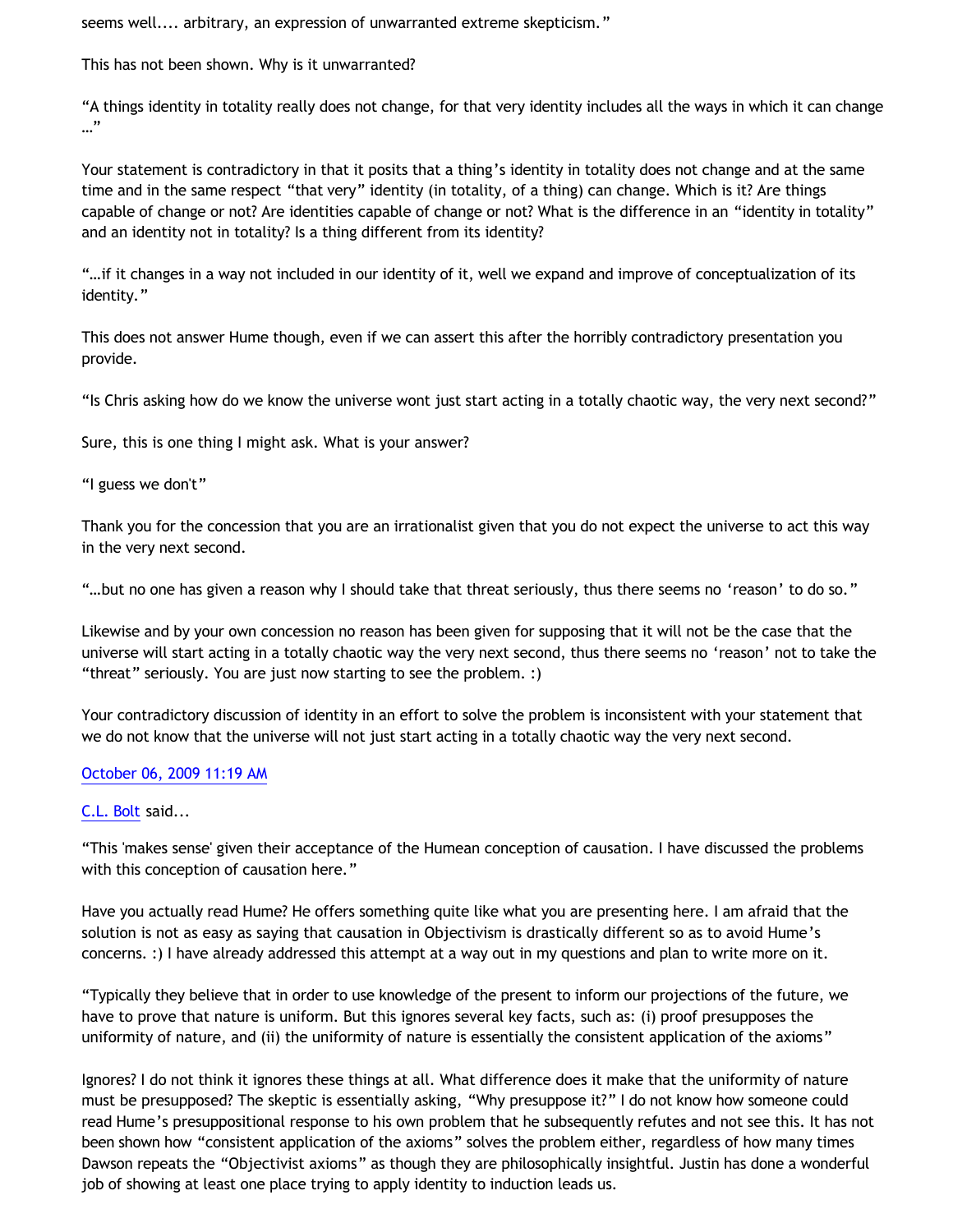seems well.... arbitrary, an expression of unwarranted extreme skepticism."

This has not been shown. Why is it unwarranted?

"A things identity in totality really does not change, for that very identity includes all the ways in which it can change …"

Your statement is contradictory in that it posits that a thing's identity in totality does not change and at the same time and in the same respect "that very" identity (in totality, of a thing) can change. Which is it? Are things capable of change or not? Are identities capable of change or not? What is the difference in an "identity in totality" and an identity not in totality? Is a thing different from its identity?

"…if it changes in a way not included in our identity of it, well we expand and improve of conceptualization of its identity."

This does not answer Hume though, even if we can assert this after the horribly contradictory presentation you provide.

"Is Chris asking how do we know the universe wont just start acting in a totally chaotic way, the very next second?"

Sure, this is one thing I might ask. What is your answer?

"I guess we don't"

Thank you for the concession that you are an irrationalist given that you do not expect the universe to act this way in the very next second.

"…but no one has given a reason why I should take that threat seriously, thus there seems no 'reason' to do so."

Likewise and by your own concession no reason has been given for supposing that it will not be the case that the universe will start acting in a totally chaotic way the very next second, thus there seems no 'reason' not to take the "threat" seriously. You are just now starting to see the problem. :)

Your contradictory discussion of identity in an effort to solve the problem is inconsistent with your statement that we do not know that the universe will not just start acting in a totally chaotic way the very next second.

October 06, 2009 11:19 AM

C.L. Bolt said...

"This 'makes sense' given their acceptance of the Humean conception of causation. I have discussed the problems with this conception of causation here."

Have you actually read Hume? He offers something quite like what you are presenting here. I am afraid that the solution is not as easy as saying that causation in Objectivism is drastically different so as to avoid Hume's concerns. :) I have already addressed this attempt at a way out in my questions and plan to write more on it.

"Typically they believe that in order to use knowledge of the present to inform our projections of the future, we have to prove that nature is uniform. But this ignores several key facts, such as: (i) proof presupposes the uniformity of nature, and (ii) the uniformity of nature is essentially the consistent application of the axioms"

Ignores? I do not think it ignores these things at all. What difference does it make that the uniformity of nature must be presupposed? The skeptic is essentially asking, "Why presuppose it?" I do not know how someone could read Hume's presuppositional response to his own problem that he subsequently refutes and not see this. It has not been shown how "consistent application of the axioms" solves the problem either, regardless of how many times Dawson repeats the "Objectivist axioms" as though they are philosophically insightful. Justin has done a wonderful job of showing at least one place trying to apply identity to induction leads us.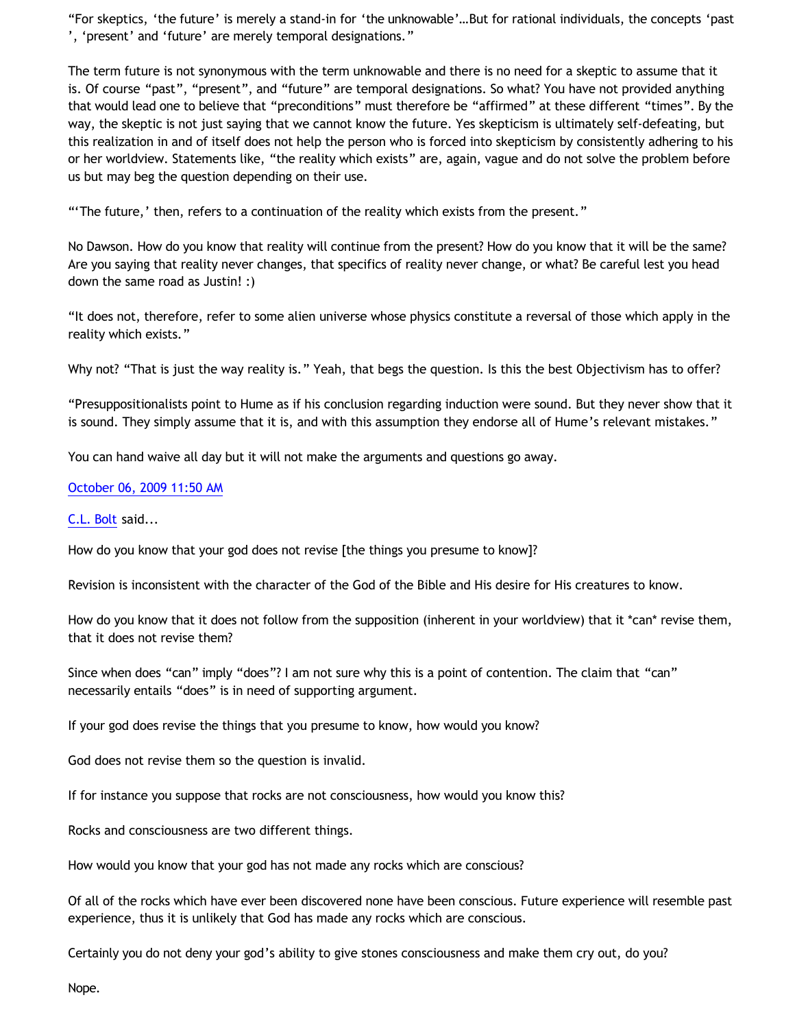"For skeptics, 'the future' is merely a stand-in for 'the unknowable'…But for rational individuals, the concepts 'past ', 'present' and 'future' are merely temporal designations."

The term future is not synonymous with the term unknowable and there is no need for a skeptic to assume that it is. Of course "past", "present", and "future" are temporal designations. So what? You have not provided anything that would lead one to believe that "preconditions" must therefore be "affirmed" at these different "times". By the way, the skeptic is not just saying that we cannot know the future. Yes skepticism is ultimately self-defeating, but this realization in and of itself does not help the person who is forced into skepticism by consistently adhering to his or her worldview. Statements like, "the reality which exists" are, again, vague and do not solve the problem before us but may beg the question depending on their use.

"'The future,' then, refers to a continuation of the reality which exists from the present."

No Dawson. How do you know that reality will continue from the present? How do you know that it will be the same? Are you saying that reality never changes, that specifics of reality never change, or what? Be careful lest you head down the same road as Justin! :)

"It does not, therefore, refer to some alien universe whose physics constitute a reversal of those which apply in the reality which exists."

Why not? "That is just the way reality is." Yeah, that begs the question. Is this the best Objectivism has to offer?

"Presuppositionalists point to Hume as if his conclusion regarding induction were sound. But they never show that it is sound. They simply assume that it is, and with this assumption they endorse all of Hume's relevant mistakes."

You can hand waive all day but it will not make the arguments and questions go away.

October 06, 2009 11:50 AM

C.L. Bolt said...

How do you know that your god does not revise [the things you presume to know]?

Revision is inconsistent with the character of the God of the Bible and His desire for His creatures to know.

How do you know that it does not follow from the supposition (inherent in your worldview) that it *can* revise them, that it does not revise them?

Since when does "can" imply "does"? I am not sure why this is a point of contention. The claim that "can" necessarily entails "does" is in need of supporting argument.

If your god does revise the things that you presume to know, how would you know?

God does not revise them so the question is invalid.

If for instance you suppose that rocks are not consciousness, how would you know this?

Rocks and consciousness are two different things.

How would you know that your god has not made any rocks which are conscious?

Of all of the rocks which have ever been discovered none have been conscious. Future experience will resemble past experience, thus it is unlikely that God has made any rocks which are conscious.

Certainly you do not deny your god's ability to give stones consciousness and make them cry out, do you?

Nope.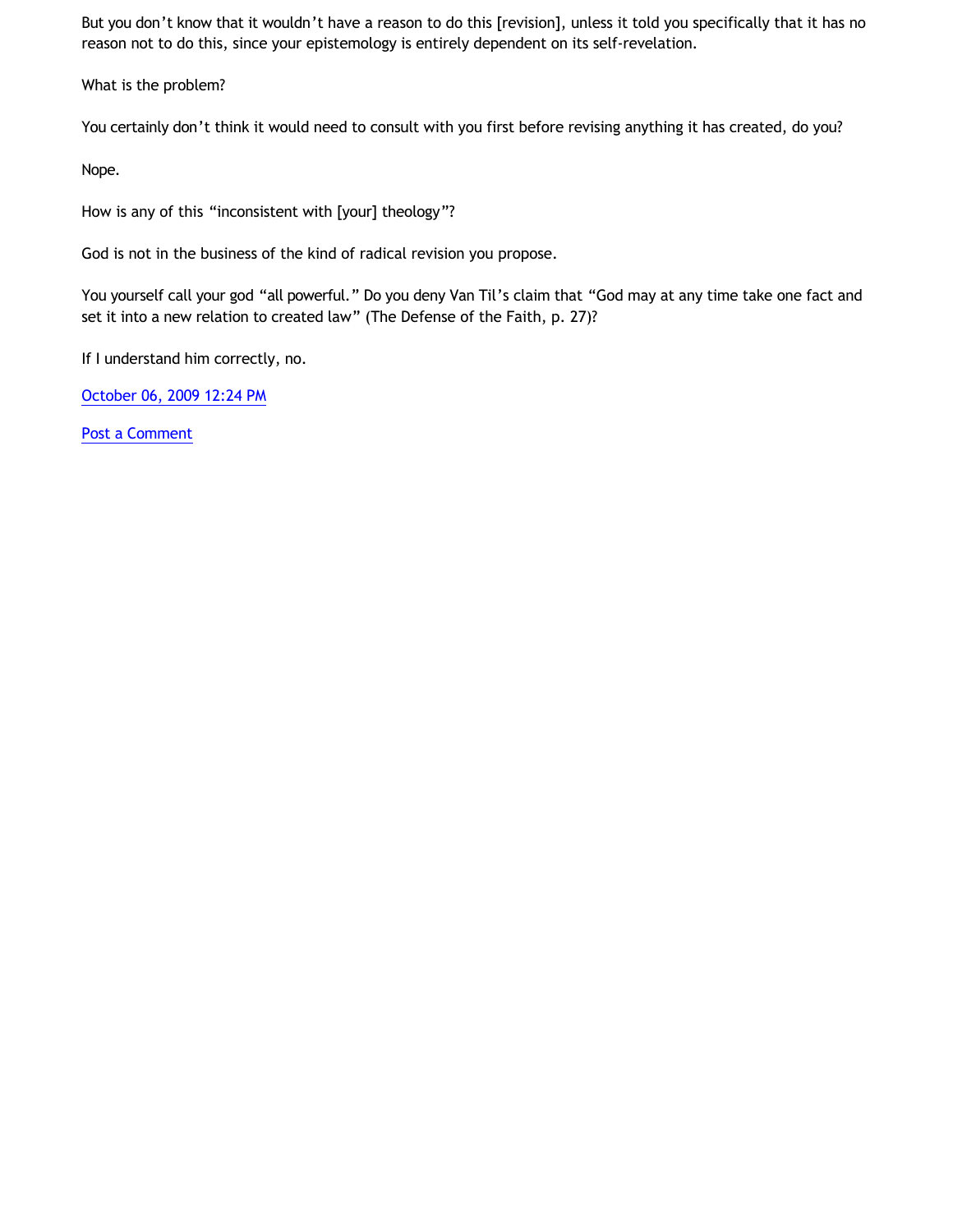But you don’t know that it wouldn’t have a reason to do this [revision], unless it told you specifically that it has no reason not to do this, since your epistemology is entirely dependent on its self-revelation.

What is the problem?

You certainly don’t think it would need to consult with you first before revising anything it has created, do you?

Nope.

How is any of this “inconsistent with [your] theology”?

God is not in the business of the kind of radical revision you propose.

You yourself call your god “all powerful.” Do you deny Van Til’s claim that “God may at any time take one fact and set it into a new relation to created law” (The Defense of the Faith, p. 27)?

If I understand him correctly, no.

October 06, 2009 12:24 PM

Post a Comment